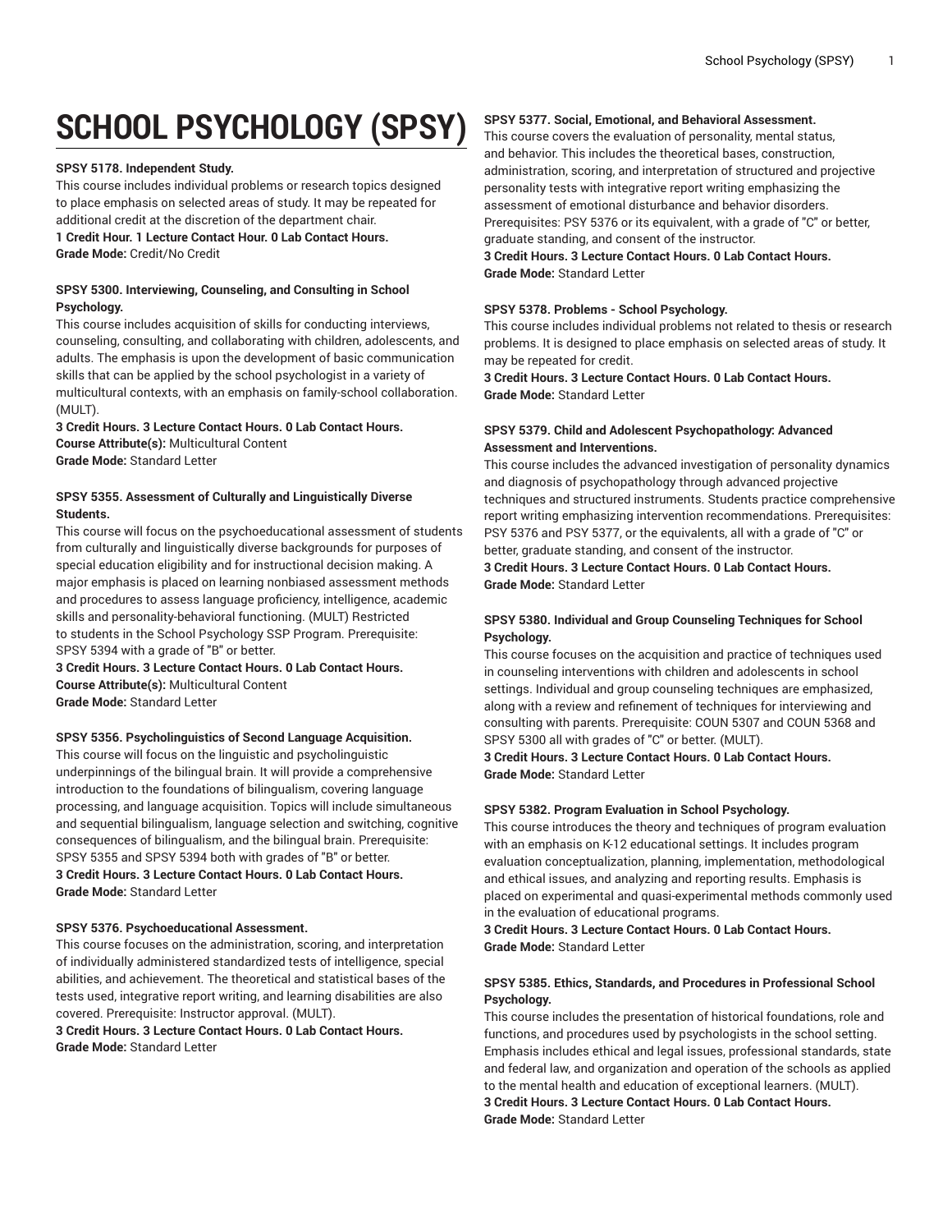# SCHOOL PSYCHOLOGY (SPSY)

**SPSY 5178. Independent Study.**

This course includes individual problems or research topics designed to place emphasis on selected areas of study. It may be repeated for additional credit at the discretion of the department chair.

**1 Credit Hour. 1 Lecture Contact Hour. 0 Lab Contact Hours.**

**Grade Mode:** Credit/No Credit

**SPSY 5300. Interviewing, Counseling, and Consulting in School Psychology.**

This course includes acquisition of skills for conducting interviews, counseling, consulting, and collaborating with children, adolescents, and adults. The emphasis is upon the development of basic communication skills that can be applied by the school psychologist in a variety of multicultural contexts, with an emphasis on family-school collaboration. (MULT).

**3 Credit Hours. 3 Lecture Contact Hours. 0 Lab Contact Hours.**

**Course Attribute(s):** Multicultural Content

**Grade Mode:** Standard Letter

**SPSY 5355. Assessment of Culturally and Linguistically Diverse Students.**

This course will focus on the psychoeducational assessment of students from culturally and linguistically diverse backgrounds for purposes of special education eligibility and for instructional decision making. A major emphasis is placed on learning nonbiased assessment methods and procedures to assess language proficiency, intelligence, academic skills and personality-behavioral functioning. (MULT) Restricted to students in the School Psychology SSP Program. Prerequisite: SPSY 5394 with a grade of "B" or better.

**3 Credit Hours. 3 Lecture Contact Hours. 0 Lab Contact Hours.**

**Course Attribute(s):** Multicultural Content

**Grade Mode:** Standard Letter

**SPSY 5356. Psycholinguistics of Second Language Acquisition.**

This course will focus on the linguistic and psycholinguistic underpinnings of the bilingual brain. It will provide a comprehensive introduction to the foundations of bilingualism, covering language processing, and language acquisition. Topics will include simultaneous and sequential bilingualism, language selection and switching, cognitive consequences of bilingualism, and the bilingual brain. Prerequisite: SPSY 5355 and SPSY 5394 both with grades of "B" or better.

**3 Credit Hours. 3 Lecture Contact Hours. 0 Lab Contact Hours.**

**Grade Mode:** Standard Letter

**SPSY 5376. Psychoeducational Assessment.**

This course focuses on the administration, scoring, and interpretation of individually administered standardized tests of intelligence, special abilities, and achievement. The theoretical and statistical bases of the tests used, integrative report writing, and learning disabilities are also covered. Prerequisite: Instructor approval. (MULT).

**3 Credit Hours. 3 Lecture Contact Hours. 0 Lab Contact Hours.**

**Grade Mode:** Standard Letter

**SPSY 5377. Social, Emotional, and Behavioral Assessment.**

This course covers the evaluation of personality, mental status, and behavior. This includes the theoretical bases, construction, administration, scoring, and interpretation of structured and projective personality tests with integrative report writing emphasizing the assessment of emotional disturbance and behavior disorders. Prerequisites: PSY 5376 or its equivalent, with a grade of "C" or better, graduate standing, and consent of the instructor.

**3 Credit Hours. 3 Lecture Contact Hours. 0 Lab Contact Hours.**

**Grade Mode:** Standard Letter

**SPSY 5378. Problems - School Psychology.**

This course includes individual problems not related to thesis or research problems. It is designed to place emphasis on selected areas of study. It may be repeated for credit.

**3 Credit Hours. 3 Lecture Contact Hours. 0 Lab Contact Hours.**

**Grade Mode:** Standard Letter

**SPSY 5379. Child and Adolescent Psychopathology: Advanced Assessment and Interventions.**

This course includes the advanced investigation of personality dynamics and diagnosis of psychopathology through advanced projective techniques and structured instruments. Students practice comprehensive report writing emphasizing intervention recommendations. Prerequisites: PSY 5376 and PSY 5377, or the equivalents, all with a grade of "C" or better, graduate standing, and consent of the instructor.

**3 Credit Hours. 3 Lecture Contact Hours. 0 Lab Contact Hours.**

**Grade Mode:** Standard Letter

**SPSY 5380. Individual and Group Counseling Techniques for School Psychology.**

This course focuses on the acquisition and practice of techniques used in counseling interventions with children and adolescents in school settings. Individual and group counseling techniques are emphasized, along with a review and refinement of techniques for interviewing and consulting with parents. Prerequisite: COUN 5307 and COUN 5368 and SPSY 5300 all with grades of "C" or better. (MULT).

**3 Credit Hours. 3 Lecture Contact Hours. 0 Lab Contact Hours.**

**Grade Mode:** Standard Letter

**SPSY 5382. Program Evaluation in School Psychology.**

This course introduces the theory and techniques of program evaluation with an emphasis on K-12 educational settings. It includes program evaluation conceptualization, planning, implementation, methodological and ethical issues, and analyzing and reporting results. Emphasis is placed on experimental and quasi-experimental methods commonly used in the evaluation of educational programs.

**3 Credit Hours. 3 Lecture Contact Hours. 0 Lab Contact Hours.**

**Grade Mode:** Standard Letter

**SPSY 5385. Ethics, Standards, and Procedures in Professional School Psychology.**

This course includes the presentation of historical foundations, role and functions, and procedures used by psychologists in the school setting. Emphasis includes ethical and legal issues, professional standards, state and federal law, and organization and operation of the schools as applied to the mental health and education of exceptional learners. (MULT).

**3 Credit Hours. 3 Lecture Contact Hours. 0 Lab Contact Hours.**

**Grade Mode:** Standard Letter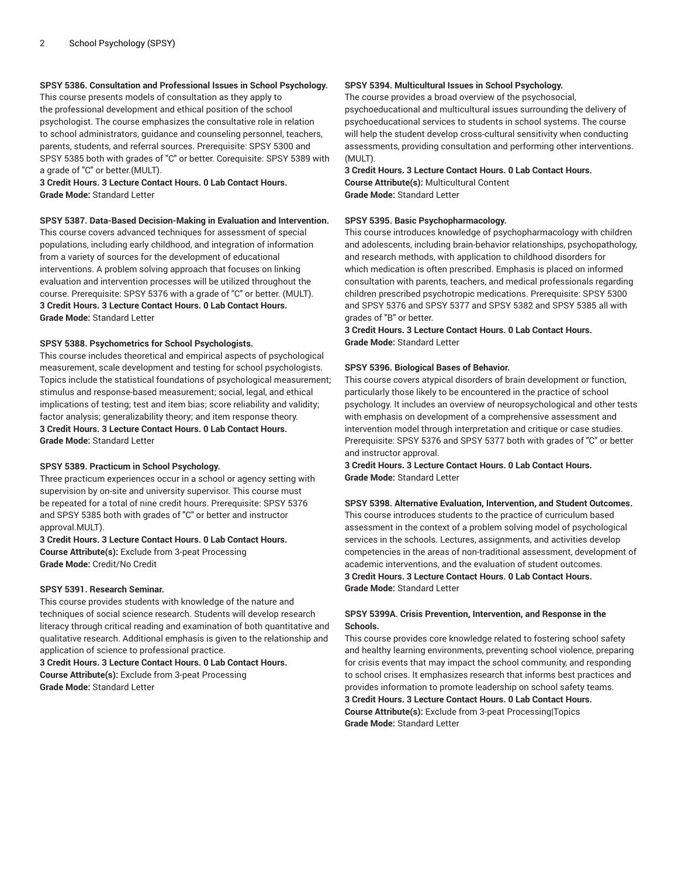**SPSY 5386. Consultation and Professional Issues in School Psychology.**
This course presents models of consultation as they apply to the professional development and ethical position of the school psychologist. The course emphasizes the consultative role in relation to school administrators, guidance and counseling personnel, teachers, parents, students, and referral sources. Prerequisite: SPSY 5300 and SPSY 5385 both with grades of "C" or better. Corequisite: SPSY 5389 with a grade of "C" or better.(MULT).
**3 Credit Hours. 3 Lecture Contact Hours. 0 Lab Contact Hours.**
**Grade Mode:** Standard Letter

**SPSY 5387. Data-Based Decision-Making in Evaluation and Intervention.**
This course covers advanced techniques for assessment of special populations, including early childhood, and integration of information from a variety of sources for the development of educational interventions. A problem solving approach that focuses on linking evaluation and intervention processes will be utilized throughout the course. Prerequisite: SPSY 5376 with a grade of "C" or better. (MULT).
**3 Credit Hours. 3 Lecture Contact Hours. 0 Lab Contact Hours.**
**Grade Mode:** Standard Letter

**SPSY 5388. Psychometrics for School Psychologists.**
This course includes theoretical and empirical aspects of psychological measurement, scale development and testing for school psychologists. Topics include the statistical foundations of psychological measurement; stimulus and response-based measurement; social, legal, and ethical implications of testing; test and item bias; score reliability and validity; factor analysis; generalizability theory; and item response theory.
**3 Credit Hours. 3 Lecture Contact Hours. 0 Lab Contact Hours.**
**Grade Mode:** Standard Letter

**SPSY 5389. Practicum in School Psychology.**
Three practicum experiences occur in a school or agency setting with supervision by on-site and university supervisor. This course must be repeated for a total of nine credit hours. Prerequisite: SPSY 5376 and SPSY 5385 both with grades of "C" or better and instructor approval.MULT).
**3 Credit Hours. 3 Lecture Contact Hours. 0 Lab Contact Hours.**
**Course Attribute(s):** Exclude from 3-peat Processing
**Grade Mode:** Credit/No Credit

**SPSY 5391. Research Seminar.**
This course provides students with knowledge of the nature and techniques of social science research. Students will develop research literacy through critical reading and examination of both quantitative and qualitative research. Additional emphasis is given to the relationship and application of science to professional practice.
**3 Credit Hours. 3 Lecture Contact Hours. 0 Lab Contact Hours.**
**Course Attribute(s):** Exclude from 3-peat Processing
**Grade Mode:** Standard Letter

**SPSY 5394. Multicultural Issues in School Psychology.**
The course provides a broad overview of the psychosocial, psychoeducational and multicultural issues surrounding the delivery of psychoeducational services to students in school systems. The course will help the student develop cross-cultural sensitivity when conducting assessments, providing consultation and performing other interventions. (MULT).
**3 Credit Hours. 3 Lecture Contact Hours. 0 Lab Contact Hours.**
**Course Attribute(s):** Multicultural Content
**Grade Mode:** Standard Letter

**SPSY 5395. Basic Psychopharmacology.**
This course introduces knowledge of psychopharmacology with children and adolescents, including brain-behavior relationships, psychopathology, and research methods, with application to childhood disorders for which medication is often prescribed. Emphasis is placed on informed consultation with parents, teachers, and medical professionals regarding children prescribed psychotropic medications. Prerequisite: SPSY 5300 and SPSY 5376 and SPSY 5377 and SPSY 5382 and SPSY 5385 all with grades of "B" or better.
**3 Credit Hours. 3 Lecture Contact Hours. 0 Lab Contact Hours.**
**Grade Mode:** Standard Letter

**SPSY 5396. Biological Bases of Behavior.**
This course covers atypical disorders of brain development or function, particularly those likely to be encountered in the practice of school psychology. It includes an overview of neuropsychological and other tests with emphasis on development of a comprehensive assessment and intervention model through interpretation and critique or case studies. Prerequisite: SPSY 5376 and SPSY 5377 both with grades of "C" or better and instructor approval.
**3 Credit Hours. 3 Lecture Contact Hours. 0 Lab Contact Hours.**
**Grade Mode:** Standard Letter

**SPSY 5398. Alternative Evaluation, Intervention, and Student Outcomes.**
This course introduces students to the practice of curriculum based assessment in the context of a problem solving model of psychological services in the schools. Lectures, assignments, and activities develop competencies in the areas of non-traditional assessment, development of academic interventions, and the evaluation of student outcomes.
**3 Credit Hours. 3 Lecture Contact Hours. 0 Lab Contact Hours.**
**Grade Mode:** Standard Letter

**SPSY 5399A. Crisis Prevention, Intervention, and Response in the Schools.**
This course provides core knowledge related to fostering school safety and healthy learning environments, preventing school violence, preparing for crisis events that may impact the school community, and responding to school crises. It emphasizes research that informs best practices and provides information to promote leadership on school safety teams.
**3 Credit Hours. 3 Lecture Contact Hours. 0 Lab Contact Hours.**
**Course Attribute(s):** Exclude from 3-peat Processing|Topics
**Grade Mode:** Standard Letter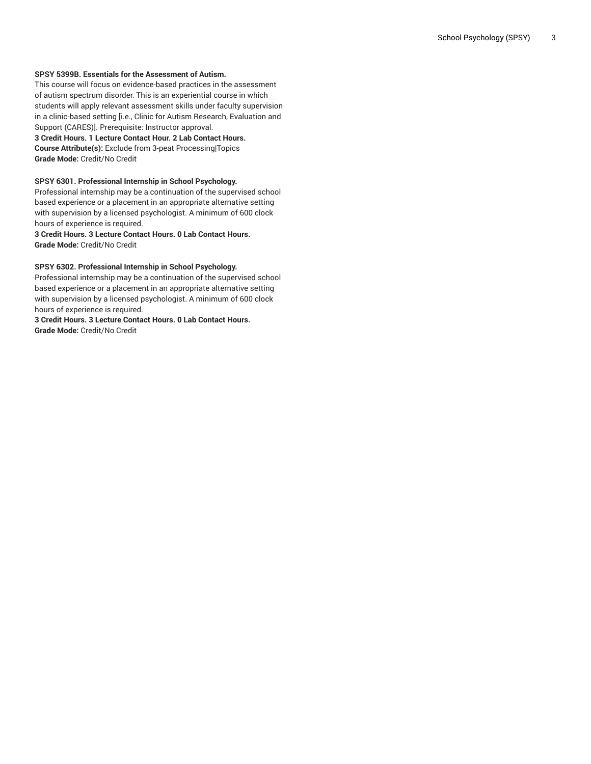**SPSY 5399B. Essentials for the Assessment of Autism.**
This course will focus on evidence-based practices in the assessment of autism spectrum disorder. This is an experiential course in which students will apply relevant assessment skills under faculty supervision in a clinic-based setting [i.e., Clinic for Autism Research, Evaluation and Support (CARES)]. Prerequisite: Instructor approval.
**3 Credit Hours. 1 Lecture Contact Hour. 2 Lab Contact Hours.**
**Course Attribute(s):** Exclude from 3-peat Processing|Topics
**Grade Mode:** Credit/No Credit

**SPSY 6301. Professional Internship in School Psychology.**
Professional internship may be a continuation of the supervised school based experience or a placement in an appropriate alternative setting with supervision by a licensed psychologist. A minimum of 600 clock hours of experience is required.
**3 Credit Hours. 3 Lecture Contact Hours. 0 Lab Contact Hours.**
**Grade Mode:** Credit/No Credit

**SPSY 6302. Professional Internship in School Psychology.**
Professional internship may be a continuation of the supervised school based experience or a placement in an appropriate alternative setting with supervision by a licensed psychologist. A minimum of 600 clock hours of experience is required.
**3 Credit Hours. 3 Lecture Contact Hours. 0 Lab Contact Hours.**
**Grade Mode:** Credit/No Credit